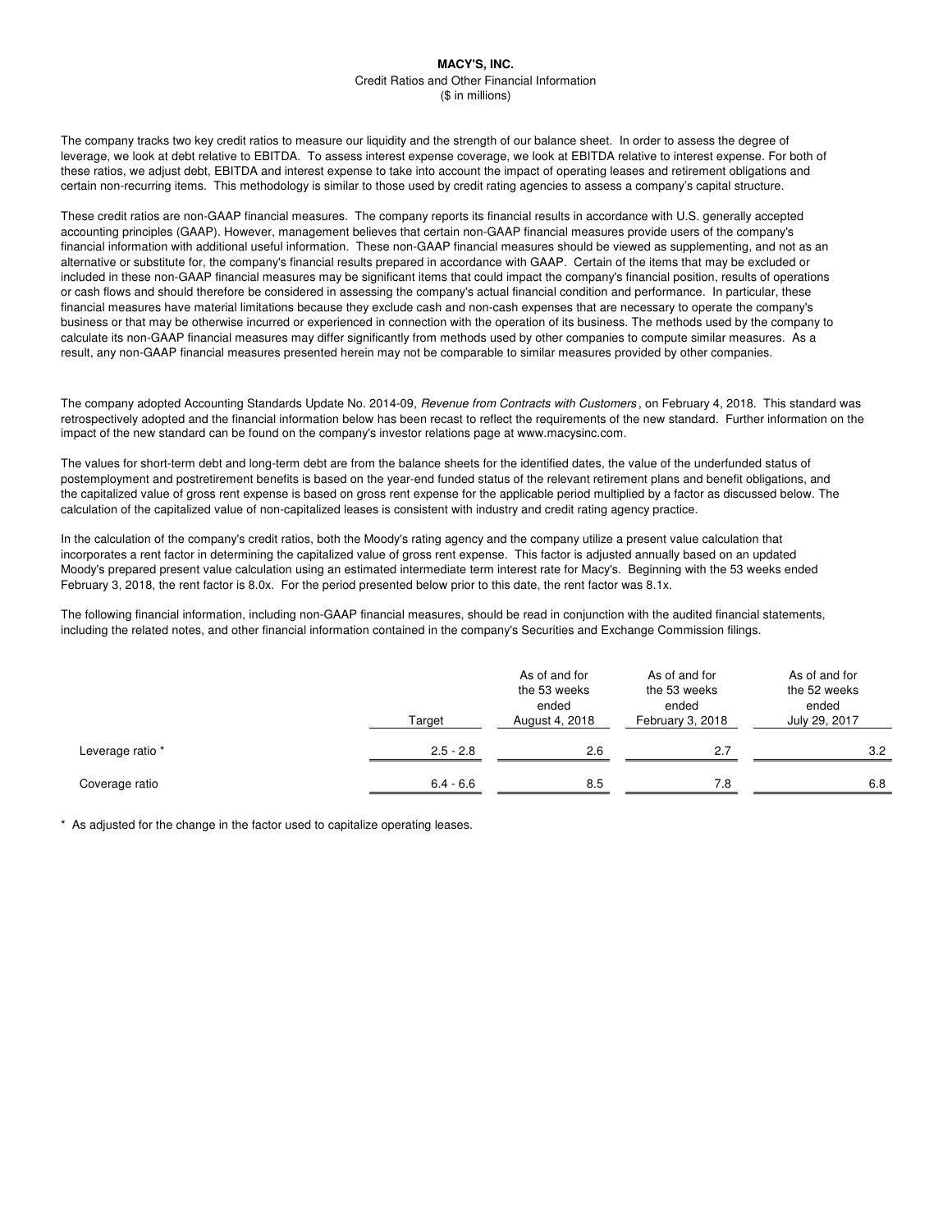# MACY'S, INC.

Credit Ratios and Other Financial Information

($ in millions)

The company tracks two key credit ratios to measure our liquidity and the strength of our balance sheet. In order to assess the degree of leverage, we look at debt relative to EBITDA. To assess interest expense coverage, we look at EBITDA relative to interest expense. For both of these ratios, we adjust debt, EBITDA and interest expense to take into account the impact of operating leases and retirement obligations and certain non-recurring items. This methodology is similar to those used by credit rating agencies to assess a company's capital structure.

These credit ratios are non-GAAP financial measures. The company reports its financial results in accordance with U.S. generally accepted accounting principles (GAAP). However, management believes that certain non-GAAP financial measures provide users of the company's financial information with additional useful information. These non-GAAP financial measures should be viewed as supplementing, and not as an alternative or substitute for, the company's financial results prepared in accordance with GAAP. Certain of the items that may be excluded or included in these non-GAAP financial measures may be significant items that could impact the company's financial position, results of operations or cash flows and should therefore be considered in assessing the company's actual financial condition and performance. In particular, these financial measures have material limitations because they exclude cash and non-cash expenses that are necessary to operate the company's business or that may be otherwise incurred or experienced in connection with the operation of its business. The methods used by the company to calculate its non-GAAP financial measures may differ significantly from methods used by other companies to compute similar measures. As a result, any non-GAAP financial measures presented herein may not be comparable to similar measures provided by other companies.

The company adopted Accounting Standards Update No. 2014-09, *Revenue from Contracts with Customers*, on February 4, 2018. This standard was retrospectively adopted and the financial information below has been recast to reflect the requirements of the new standard. Further information on the impact of the new standard can be found on the company's investor relations page at www.macysinc.com.

The values for short-term debt and long-term debt are from the balance sheets for the identified dates, the value of the underfunded status of postemployment and postretirement benefits is based on the year-end funded status of the relevant retirement plans and benefit obligations, and the capitalized value of gross rent expense is based on gross rent expense for the applicable period multiplied by a factor as discussed below. The calculation of the capitalized value of non-capitalized leases is consistent with industry and credit rating agency practice.

In the calculation of the company's credit ratios, both the Moody's rating agency and the company utilize a present value calculation that incorporates a rent factor in determining the capitalized value of gross rent expense. This factor is adjusted annually based on an updated Moody's prepared present value calculation using an estimated intermediate term interest rate for Macy's. Beginning with the 53 weeks ended February 3, 2018, the rent factor is 8.0x. For the period presented below prior to this date, the rent factor was 8.1x.

The following financial information, including non-GAAP financial measures, should be read in conjunction with the audited financial statements, including the related notes, and other financial information contained in the company's Securities and Exchange Commission filings.

| | Target | As of and for the 53 weeks ended August 4, 2018 | As of and for the 53 weeks ended February 3, 2018 | As of and for the 52 weeks ended July 29, 2017 |
|---|---|---|---|---|
| Leverage ratio * | 2.5 - 2.8 | 2.6 | 2.7 | 3.2 |
| Coverage ratio | 6.4 - 6.6 | 8.5 | 7.8 | 6.8 |

* As adjusted for the change in the factor used to capitalize operating leases.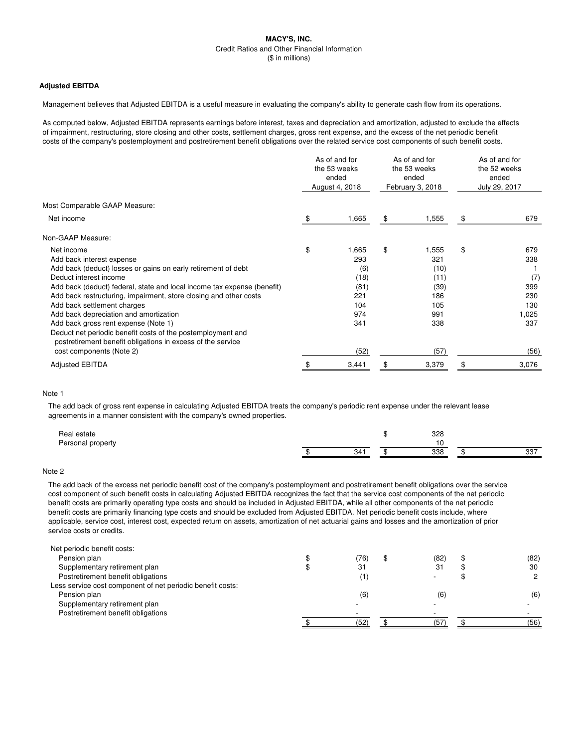**MACY'S, INC.**
Credit Ratios and Other Financial Information
($ in millions)

**Adjusted EBITDA**

Management believes that Adjusted EBITDA is a useful measure in evaluating the company's ability to generate cash flow from its operations.

As computed below, Adjusted EBITDA represents earnings before interest, taxes and depreciation and amortization, adjusted to exclude the effects of impairment, restructuring, store closing and other costs, settlement charges, gross rent expense, and the excess of the net periodic benefit costs of the company's postemployment and postretirement benefit obligations over the related service cost components of such benefit costs.

| | As of and for the 53 weeks ended August 4, 2018 | As of and for the 53 weeks ended February 3, 2018 | As of and for the 52 weeks ended July 29, 2017 |
|---|---|---|---|
| Most Comparable GAAP Measure: | | | |
| Net income | $ 1,665 | $ 1,555 | $ 679 |
| Non-GAAP Measure: | | | |
| Net income | $ 1,665 | $ 1,555 | $ 679 |
| Add back interest expense | 293 | 321 | 338 |
| Add back (deduct) losses or gains on early retirement of debt | (6) | (10) | 1 |
| Deduct interest income | (18) | (11) | (7) |
| Add back (deduct) federal, state and local income tax expense (benefit) | (81) | (39) | 399 |
| Add back restructuring, impairment, store closing and other costs | 221 | 186 | 230 |
| Add back settlement charges | 104 | 105 | 130 |
| Add back depreciation and amortization | 974 | 991 | 1,025 |
| Add back gross rent expense (Note 1) | 341 | 338 | 337 |
| Deduct net periodic benefit costs of the postemployment and postretirement benefit obligations in excess of the service cost components (Note 2) | (52) | (57) | (56) |
| Adjusted EBITDA | $ 3,441 | $ 3,379 | $ 3,076 |

Note 1

The add back of gross rent expense in calculating Adjusted EBITDA treats the company's periodic rent expense under the relevant lease agreements in a manner consistent with the company's owned properties.

| | | | |
|---|---|---|---|
| Real estate | | $ 328 | |
| Personal property | | 10 | |
| | $ 341 | $ 338 | $ 337 |

Note 2

The add back of the excess net periodic benefit cost of the company's postemployment and postretirement benefit obligations over the service cost component of such benefit costs in calculating Adjusted EBITDA recognizes the fact that the service cost components of the net periodic benefit costs are primarily operating type costs and should be included in Adjusted EBITDA, while all other components of the net periodic benefit costs are primarily financing type costs and should be excluded from Adjusted EBITDA. Net periodic benefit costs include, where applicable, service cost, interest cost, expected return on assets, amortization of net actuarial gains and losses and the amortization of prior service costs or credits.

| | | | |
|---|---|---|---|
| Net periodic benefit costs: | | | |
| Pension plan | $ (76) | $ (82) | $ (82) |
| Supplementary retirement plan | $ 31 | 31 | $ 30 |
| Postretirement benefit obligations | (1) | - | $ 2 |
| Less service cost component of net periodic benefit costs: | | | |
| Pension plan | (6) | (6) | (6) |
| Supplementary retirement plan | - | - | - |
| Postretirement benefit obligations | - | - | - |
| | $ (52) | $ (57) | $ (56) |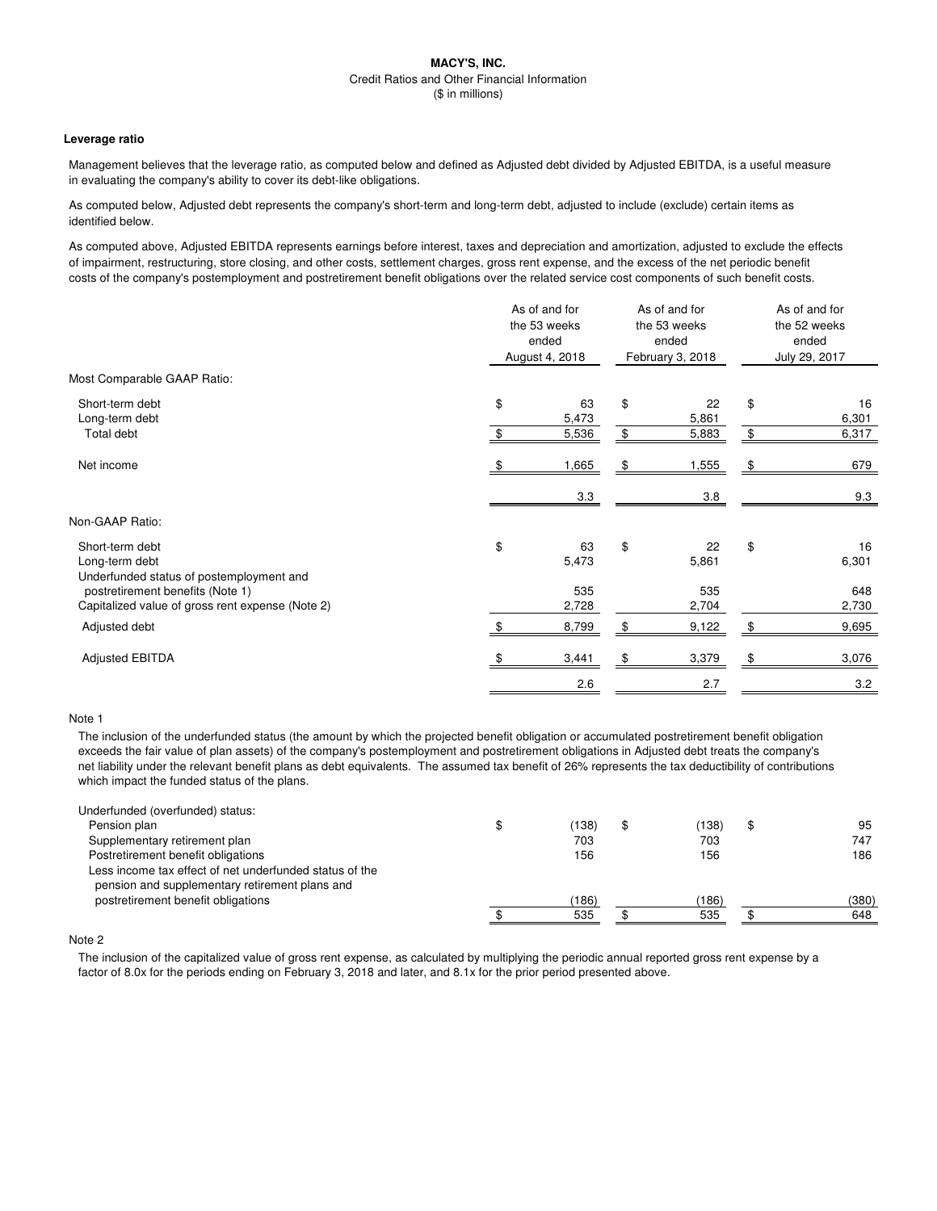**MACY'S, INC.**

Credit Ratios and Other Financial Information

($ in millions)

**Leverage ratio**

Management believes that the leverage ratio, as computed below and defined as Adjusted debt divided by Adjusted EBITDA, is a useful measure in evaluating the company's ability to cover its debt-like obligations.

As computed below, Adjusted debt represents the company's short-term and long-term debt, adjusted to include (exclude) certain items as identified below.

As computed above, Adjusted EBITDA represents earnings before interest, taxes and depreciation and amortization, adjusted to exclude the effects of impairment, restructuring, store closing, and other costs, settlement charges, gross rent expense, and the excess of the net periodic benefit costs of the company's postemployment and postretirement benefit obligations over the related service cost components of such benefit costs.

| | As of and for the 53 weeks ended August 4, 2018 | As of and for the 53 weeks ended February 3, 2018 | As of and for the 52 weeks ended July 29, 2017 |
|---|---|---|---|
| Most Comparable GAAP Ratio: | | | |
| Short-term debt | $ 63 | $ 22 | $ 16 |
| Long-term debt | 5,473 | 5,861 | 6,301 |
| Total debt | $ 5,536 | $ 5,883 | $ 6,317 |
| Net income | $ 1,665 | $ 1,555 | $ 679 |
| | 3.3 | 3.8 | 9.3 |
| Non-GAAP Ratio: | | | |
| Short-term debt | $ 63 | $ 22 | $ 16 |
| Long-term debt | 5,473 | 5,861 | 6,301 |
| Underfunded status of postemployment and postretirement benefits (Note 1) | 535 | 535 | 648 |
| Capitalized value of gross rent expense (Note 2) | 2,728 | 2,704 | 2,730 |
| Adjusted debt | $ 8,799 | $ 9,122 | $ 9,695 |
| Adjusted EBITDA | $ 3,441 | $ 3,379 | $ 3,076 |
| | 2.6 | 2.7 | 3.2 |

Note 1

The inclusion of the underfunded status (the amount by which the projected benefit obligation or accumulated postretirement benefit obligation exceeds the fair value of plan assets) of the company's postemployment and postretirement obligations in Adjusted debt treats the company's net liability under the relevant benefit plans as debt equivalents. The assumed tax benefit of 26% represents the tax deductibility of contributions which impact the funded status of the plans.

| | | | |
|---|---|---|---|
| Underfunded (overfunded) status: | | | |
| Pension plan | $ (138) | $ (138) | $ 95 |
| Supplementary retirement plan | 703 | 703 | 747 |
| Postretirement benefit obligations | 156 | 156 | 186 |
| Less income tax effect of net underfunded status of the pension and supplementary retirement plans and postretirement benefit obligations | (186) | (186) | (380) |
| | $ 535 | $ 535 | $ 648 |

Note 2

The inclusion of the capitalized value of gross rent expense, as calculated by multiplying the periodic annual reported gross rent expense by a factor of 8.0x for the periods ending on February 3, 2018 and later, and 8.1x for the prior period presented above.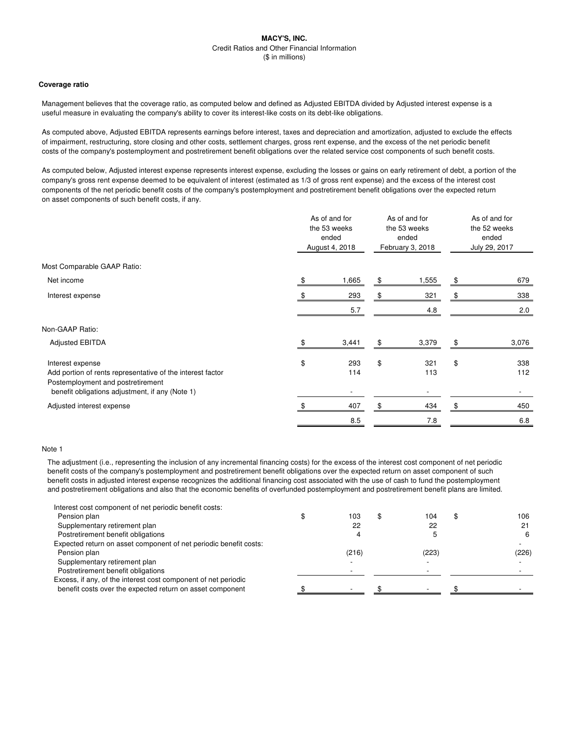**MACY'S, INC.**
Credit Ratios and Other Financial Information
($ in millions)

**Coverage ratio**

Management believes that the coverage ratio, as computed below and defined as Adjusted EBITDA divided by Adjusted interest expense is a useful measure in evaluating the company's ability to cover its interest-like costs on its debt-like obligations.

As computed above, Adjusted EBITDA represents earnings before interest, taxes and depreciation and amortization, adjusted to exclude the effects of impairment, restructuring, store closing and other costs, settlement charges, gross rent expense, and the excess of the net periodic benefit costs of the company's postemployment and postretirement benefit obligations over the related service cost components of such benefit costs.

As computed below, Adjusted interest expense represents interest expense, excluding the losses or gains on early retirement of debt, a portion of the company's gross rent expense deemed to be equivalent of interest (estimated as 1/3 of gross rent expense) and the excess of the interest cost components of the net periodic benefit costs of the company's postemployment and postretirement benefit obligations over the expected return on asset components of such benefit costs, if any.

| | As of and for the 53 weeks ended August 4, 2018 | As of and for the 53 weeks ended February 3, 2018 | As of and for the 52 weeks ended July 29, 2017 |
|---|---|---|---|
| Most Comparable GAAP Ratio: | | | |
| Net income | $ 1,665 | $ 1,555 | $ 679 |
| Interest expense | $ 293 | $ 321 | $ 338 |
| | 5.7 | 4.8 | 2.0 |
| Non-GAAP Ratio: | | | |
| Adjusted EBITDA | $ 3,441 | $ 3,379 | $ 3,076 |
| Interest expense | $ 293 | $ 321 | $ 338 |
| Add portion of rents representative of the interest factor | 114 | 113 | 112 |
| Postemployment and postretirement benefit obligations adjustment, if any (Note 1) | - | - | - |
| Adjusted interest expense | $ 407 | $ 434 | $ 450 |
| | 8.5 | 7.8 | 6.8 |

Note 1

The adjustment (i.e., representing the inclusion of any incremental financing costs) for the excess of the interest cost component of net periodic benefit costs of the company's postemployment and postretirement benefit obligations over the expected return on asset component of such benefit costs in adjusted interest expense recognizes the additional financing cost associated with the use of cash to fund the postemployment and postretirement obligations and also that the economic benefits of overfunded postemployment and postretirement benefit plans are limited.

| | | | |
|---|---|---|---|
| Interest cost component of net periodic benefit costs: | | | |
| Pension plan | $ 103 | $ 104 | $ 106 |
| Supplementary retirement plan | 22 | 22 | 21 |
| Postretirement benefit obligations | 4 | 5 | 6 |
| Expected return on asset component of net periodic benefit costs: | | | - |
| Pension plan | (216) | (223) | (226) |
| Supplementary retirement plan | - | - | - |
| Postretirement benefit obligations | - | - | - |
| Excess, if any, of the interest cost component of net periodic benefit costs over the expected return on asset component | $ - | $ - | $ - |